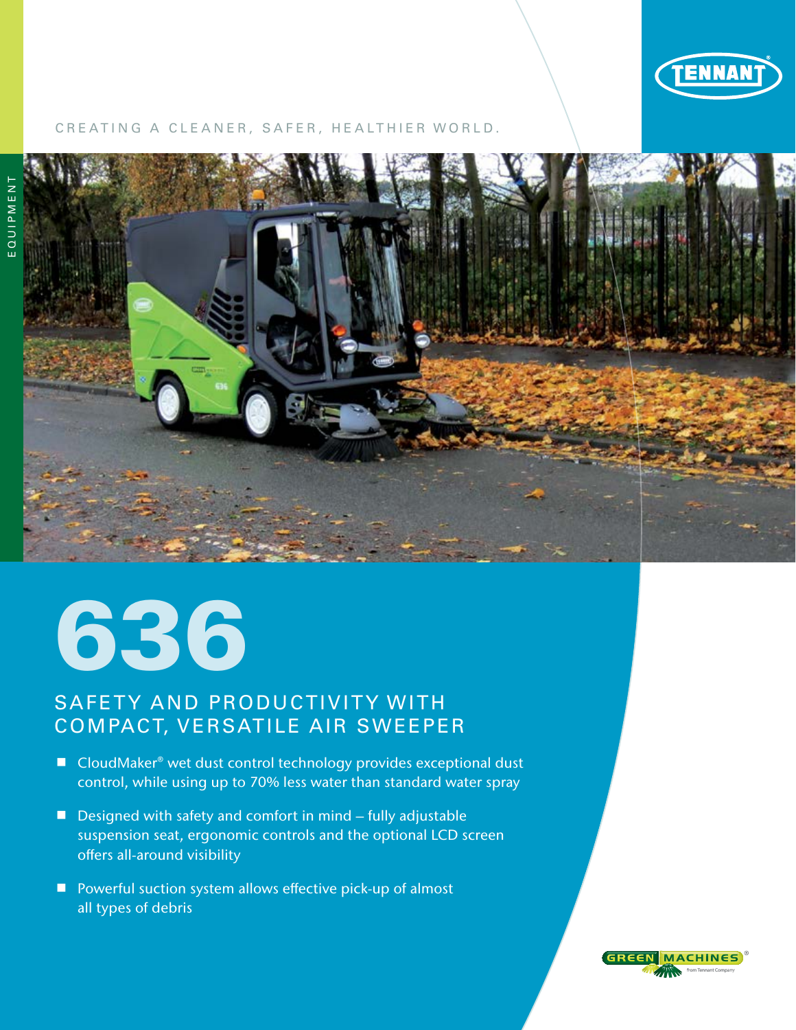TENNANT

CREATING A CLEANER, SAFER, HEALTHIER WORLD.

EQUIPMENT

# 636

## SAFETY AND PRODUCTIVITY WITH COMPACT, VERSATILE AIR SWEEPER

- CloudMaker® wet dust control technology provides exceptional dust control, while using up to 70% less water than standard water spray
- Designed with safety and comfort in mind – fully adjustable suspension seat, ergonomic controls and the optional LCD screen offers all-around visibility
- Powerful suction system allows effective pick-up of almost all types of debris

GREEN MACHINES® from Tennant Company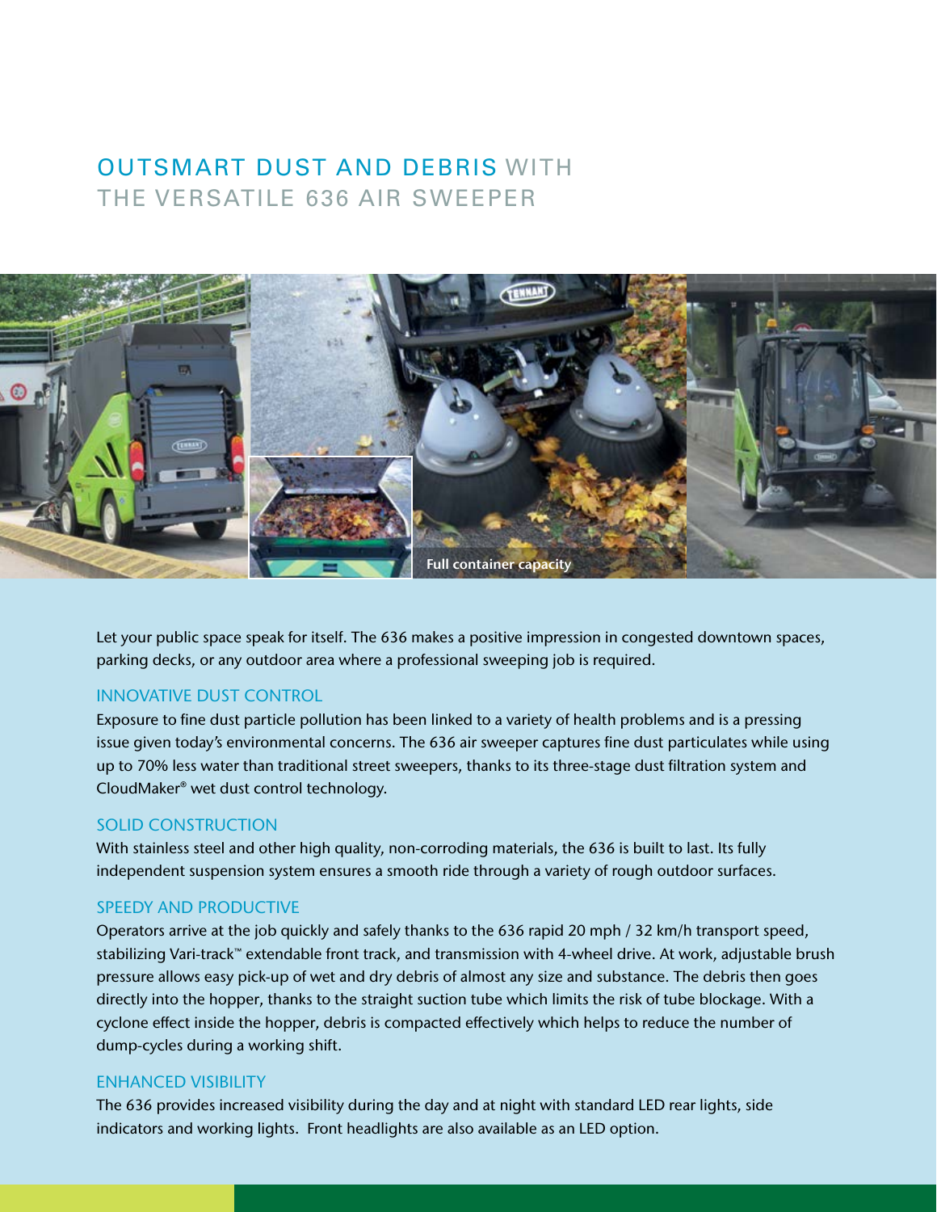# OUTSMART DUST AND DEBRIS WITH THE VERSATILE 636 AIR SWEEPER

Full container capacity

Let your public space speak for itself. The 636 makes a positive impression in congested downtown spaces, parking decks, or any outdoor area where a professional sweeping job is required.

## INNOVATIVE DUST CONTROL

Exposure to fine dust particle pollution has been linked to a variety of health problems and is a pressing issue given today's environmental concerns. The 636 air sweeper captures fine dust particulates while using up to 70% less water than traditional street sweepers, thanks to its three-stage dust filtration system and CloudMaker® wet dust control technology.

## SOLID CONSTRUCTION

With stainless steel and other high quality, non-corroding materials, the 636 is built to last. Its fully independent suspension system ensures a smooth ride through a variety of rough outdoor surfaces.

## SPEEDY AND PRODUCTIVE

Operators arrive at the job quickly and safely thanks to the 636 rapid 20 mph / 32 km/h transport speed, stabilizing Vari-track™ extendable front track, and transmission with 4-wheel drive. At work, adjustable brush pressure allows easy pick-up of wet and dry debris of almost any size and substance. The debris then goes directly into the hopper, thanks to the straight suction tube which limits the risk of tube blockage. With a cyclone effect inside the hopper, debris is compacted effectively which helps to reduce the number of dump-cycles during a working shift.

## ENHANCED VISIBILITY

The 636 provides increased visibility during the day and at night with standard LED rear lights, side indicators and working lights. Front headlights are also available as an LED option.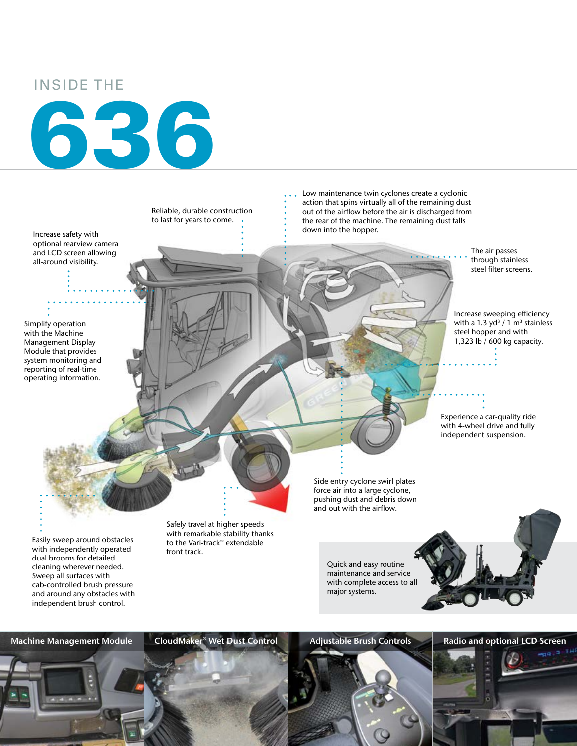# INSIDE THE 636

Reliable, durable construction to last for years to come.

Low maintenance twin cyclones create a cyclonic action that spins virtually all of the remaining dust out of the airflow before the air is discharged from the rear of the machine. The remaining dust falls down into the hopper.

Increase safety with optional rearview camera and LCD screen allowing all-around visibility.

The air passes through stainless steel filter screens.

Simplify operation with the Machine Management Display Module that provides system monitoring and reporting of real-time operating information.

Increase sweeping efficiency with a 1.3 $yd^3$ / 1 $m^3$ stainless steel hopper and with 1,323 lb / 600 kg capacity.

Experience a car-quality ride with 4-wheel drive and fully independent suspension.

Side entry cyclone swirl plates force air into a large cyclone, pushing dust and debris down and out with the airflow.

Easily sweep around obstacles with independently operated dual brooms for detailed cleaning wherever needed. Sweep all surfaces with cab-controlled brush pressure and around any obstacles with independent brush control.

Safely travel at higher speeds with remarkable stability thanks to the Vari-track™ extendable front track.

Quick and easy routine maintenance and service with complete access to all major systems.

**Machine Management Module**

**CloudMaker® Wet Dust Control**

**Adjustable Brush Controls**

**Radio and optional LCD Screen**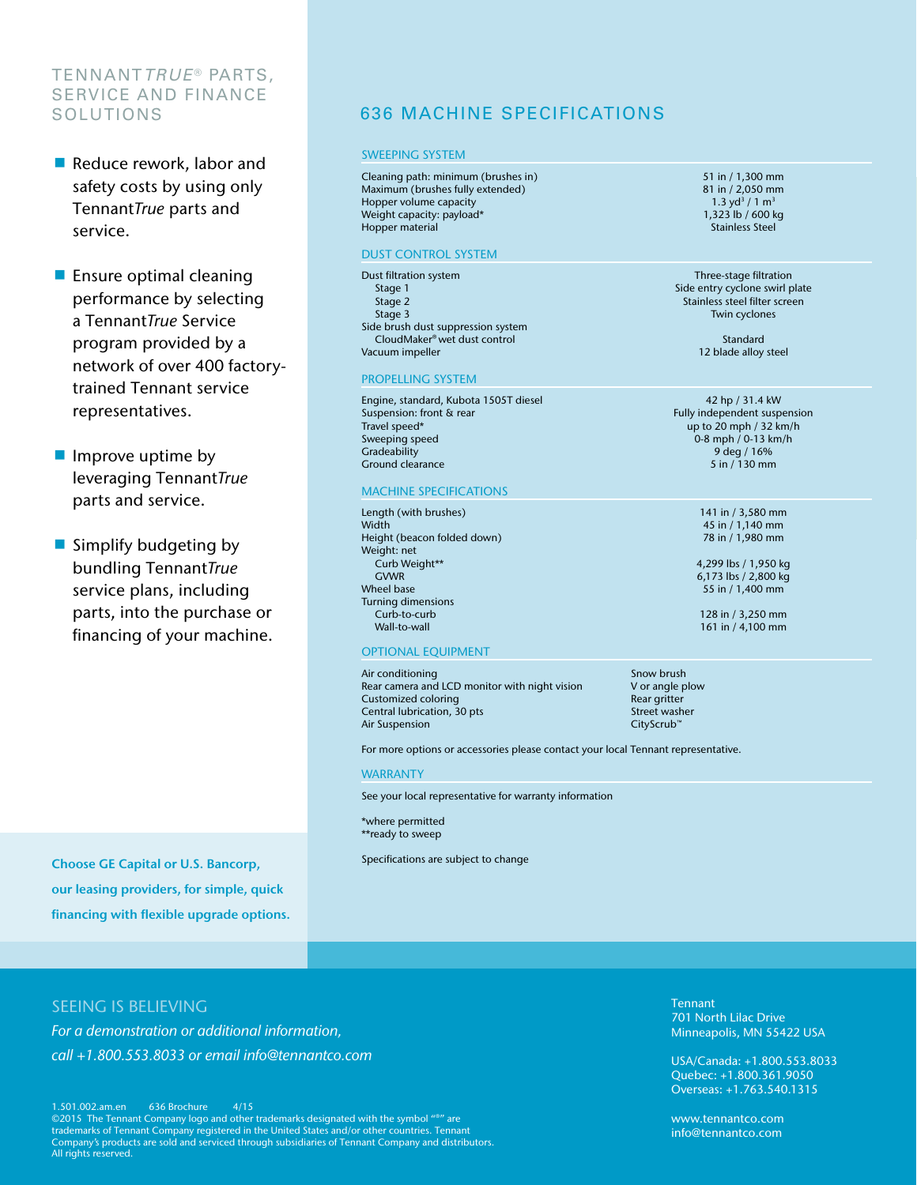## TENNANT*TRUE*® PARTS, SERVICE AND FINANCE SOLUTIONS

- Reduce rework, labor and safety costs by using only Tennant*True* parts and service.
- Ensure optimal cleaning performance by selecting a Tennant*True* Service program provided by a network of over 400 factory-trained Tennant service representatives.
- Improve uptime by leveraging Tennant*True* parts and service.
- Simplify budgeting by bundling Tennant*True* service plans, including parts, into the purchase or financing of your machine.

**Choose GE Capital or U.S. Bancorp, our leasing providers, for simple, quick financing with flexible upgrade options.**

# 636 MACHINE SPECIFICATIONS

### SWEEPING SYSTEM

| | |
|---|---|
| Cleaning path: minimum (brushes in) | 51 in / 1,300 mm |
| Maximum (brushes fully extended) | 81 in / 2,050 mm |
| Hopper volume capacity | 1.3 yd³ / 1 m³ |
| Weight capacity: payload* | 1,323 lb / 600 kg |
| Hopper material | Stainless Steel |

### DUST CONTROL SYSTEM

| | |
|---|---|
| Dust filtration system | Three-stage filtration |
| Stage 1 | Side entry cyclone swirl plate |
| Stage 2 | Stainless steel filter screen |
| Stage 3 | Twin cyclones |
| Side brush dust suppression system | |
| CloudMaker® wet dust control | Standard |
| Vacuum impeller | 12 blade alloy steel |

### PROPELLING SYSTEM

| | |
|---|---|
| Engine, standard, Kubota 1505T diesel | 42 hp / 31.4 kW |
| Suspension: front & rear | Fully independent suspension |
| Travel speed* | up to 20 mph / 32 km/h |
| Sweeping speed | 0-8 mph / 0-13 km/h |
| Gradeability | 9 deg / 16% |
| Ground clearance | 5 in / 130 mm |

### MACHINE SPECIFICATIONS

| | |
|---|---|
| Length (with brushes) | 141 in / 3,580 mm |
| Width | 45 in / 1,140 mm |
| Height (beacon folded down) | 78 in / 1,980 mm |
| Weight: net | |
| Curb Weight** | 4,299 lbs / 1,950 kg |
| GVWR | 6,173 lbs / 2,800 kg |
| Wheel base | 55 in / 1,400 mm |
| Turning dimensions | |
| Curb-to-curb | 128 in / 3,250 mm |
| Wall-to-wall | 161 in / 4,100 mm |

### OPTIONAL EQUIPMENT

| | |
|---|---|
| Air conditioning | Snow brush |
| Rear camera and LCD monitor with night vision | V or angle plow |
| Customized coloring | Rear gritter |
| Central lubrication, 30 pts | Street washer |
| Air Suspension | CityScrub™ |

For more options or accessories please contact your local Tennant representative.

### WARRANTY

See your local representative for warranty information

*where permitted
**ready to sweep

Specifications are subject to change

## SEEING IS BELIEVING

*For a demonstration or additional information, call +1.800.553.8033 or email info@tennantco.com*

Tennant
701 North Lilac Drive
Minneapolis, MN 55422 USA

USA/Canada: +1.800.553.8033
Quebec: +1.800.361.9050
Overseas: +1.763.540.1315

www.tennantco.com
info@tennantco.com

1.501.002.am.en 636 Brochure 4/15
©2015 The Tennant Company logo and other trademarks designated with the symbol "®" are trademarks of Tennant Company registered in the United States and/or other countries. Tennant Company's products are sold and serviced through subsidiaries of Tennant Company and distributors. All rights reserved.